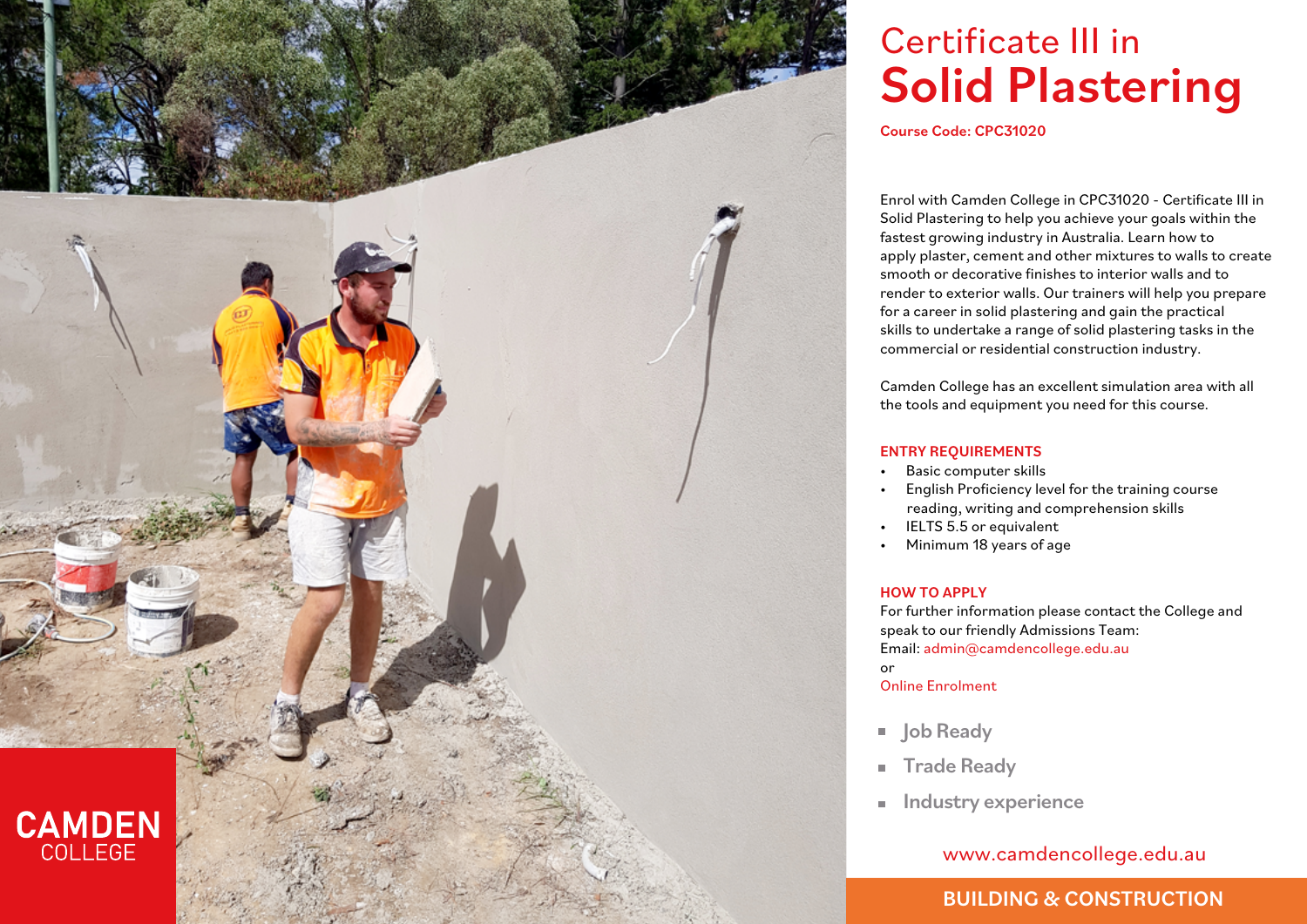# Certificate III in **Solid Plastering**

**Course Code: CPC31020**

Enrol with Camden College in CPC31020 - Certificate III in Solid Plastering to help you achieve your goals within the fastest growing industry in Australia. Learn how to apply plaster, cement and other mixtures to walls to create smooth or decorative finishes to interior walls and to render to exterior walls. Our trainers will help you prepare for a career in solid plastering and gain the practical skills to undertake a range of solid plastering tasks in the commercial or residential construction industry.

Camden College has an excellent simulation area with all the tools and equipment you need for this course.

## ENTRY REQUIREMENTS

- Basic computer skills
- English Proficiency level for the training course reading, writing and comprehension skills
- IELTS 5.5 or equivalent
- Minimum 18 years of age

## HOW TO APPLY

For further information please contact the College and speak to our friendly Admissions Team:
Email: admin@camdencollege.edu.au
or
Online Enrolment

- Job Ready
- Trade Ready
- Industry experience

www.camdencollege.edu.au

CAMDEN COLLEGE

BUILDING & CONSTRUCTION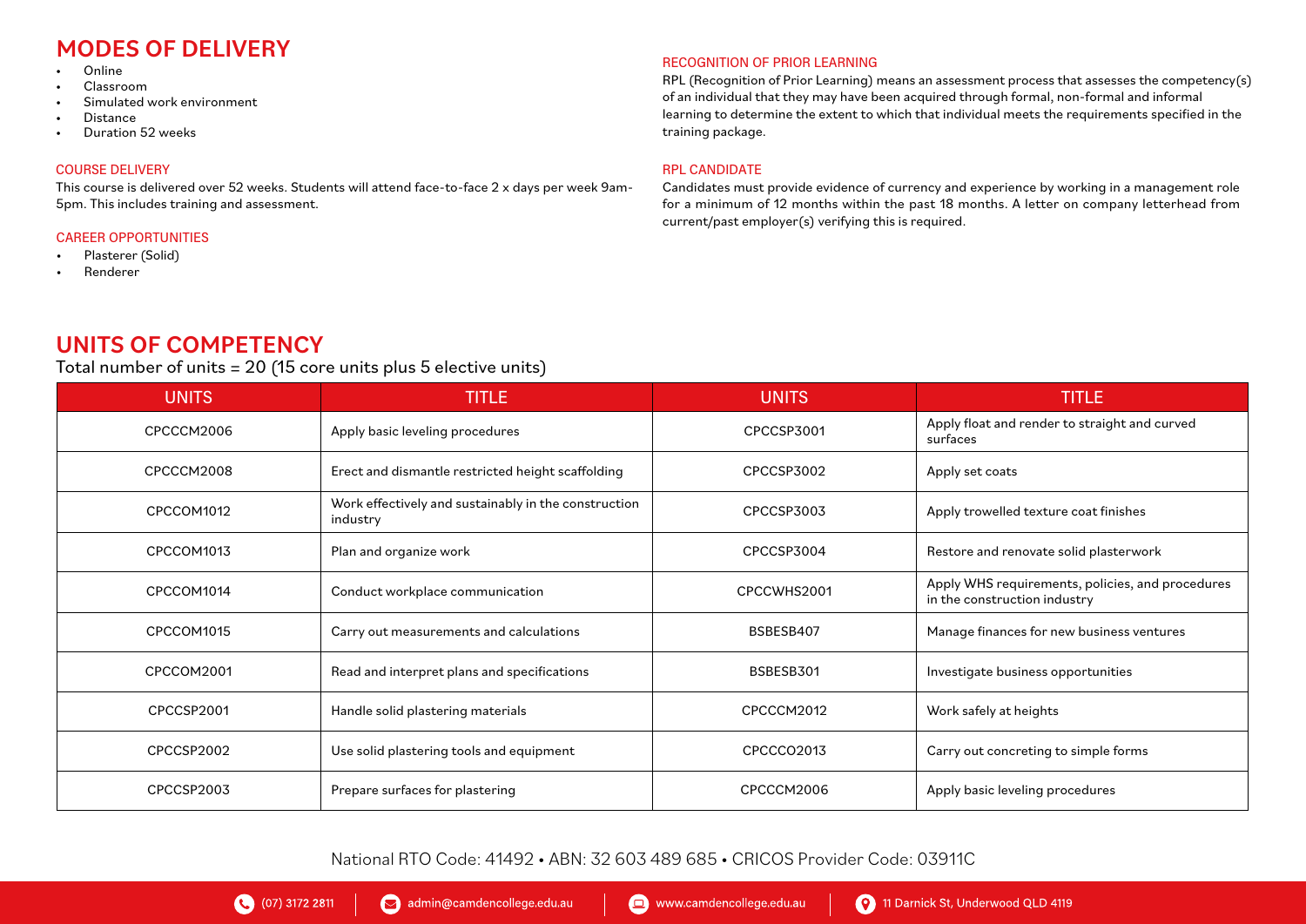## MODES OF DELIVERY

- Online
- Classroom
- Simulated work environment
- Distance
- Duration 52 weeks

### COURSE DELIVERY

This course is delivered over 52 weeks. Students will attend face-to-face 2 x days per week 9am-5pm. This includes training and assessment.

### CAREER OPPORTUNITIES

- Plasterer (Solid)
- Renderer

### RECOGNITION OF PRIOR LEARNING

RPL (Recognition of Prior Learning) means an assessment process that assesses the competency(s) of an individual that they may have been acquired through formal, non-formal and informal learning to determine the extent to which that individual meets the requirements specified in the training package.

### RPL CANDIDATE

Candidates must provide evidence of currency and experience by working in a management role for a minimum of 12 months within the past 18 months. A letter on company letterhead from current/past employer(s) verifying this is required.

## UNITS OF COMPETENCY

Total number of units = 20 (15 core units plus 5 elective units)

| UNITS | TITLE | UNITS | TITLE |
|---|---|---|---|
| CPCCCM2006 | Apply basic leveling procedures | CPCCSP3001 | Apply float and render to straight and curved surfaces |
| CPCCCM2008 | Erect and dismantle restricted height scaffolding | CPCCSP3002 | Apply set coats |
| CPCCOM1012 | Work effectively and sustainably in the construction industry | CPCCSP3003 | Apply trowelled texture coat finishes |
| CPCCOM1013 | Plan and organize work | CPCCSP3004 | Restore and renovate solid plasterwork |
| CPCCOM1014 | Conduct workplace communication | CPCCWHS2001 | Apply WHS requirements, policies, and procedures in the construction industry |
| CPCCOM1015 | Carry out measurements and calculations | BSBESB407 | Manage finances for new business ventures |
| CPCCOM2001 | Read and interpret plans and specifications | BSBESB301 | Investigate business opportunities |
| CPCCSP2001 | Handle solid plastering materials | CPCCCM2012 | Work safely at heights |
| CPCCSP2002 | Use solid plastering tools and equipment | CPCCCO2013 | Carry out concreting to simple forms |
| CPCCSP2003 | Prepare surfaces for plastering | CPCCCM2006 | Apply basic leveling procedures |

National RTO Code: 41492 • ABN: 32 603 489 685 • CRICOS Provider Code: 03911C

(07) 3172 2811 | admin@camdencollege.edu.au | www.camdencollege.edu.au | 11 Darnick St, Underwood QLD 4119